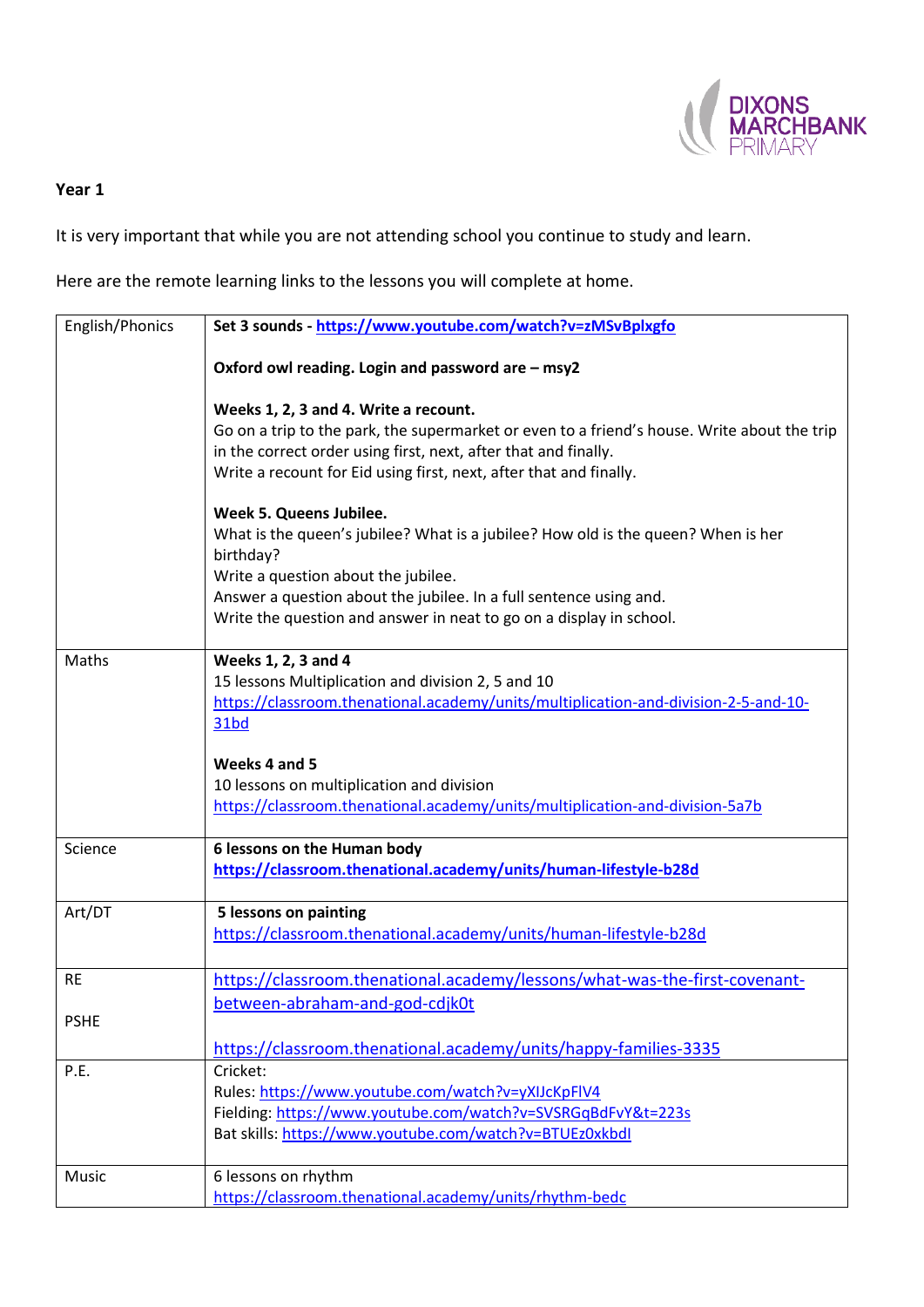DIXONS MARCHBANK PRIMARY

**Year 1**

It is very important that while you are not attending school you continue to study and learn.

Here are the remote learning links to the lessons you will complete at home.

| | |
|---|---|
| English/Phonics | **Set 3 sounds - https://www.youtube.com/watch?v=zMSvBplxgfo**<br><br>**Oxford owl reading. Login and password are – msy2**<br><br>**Weeks 1, 2, 3 and 4. Write a recount.**<br>Go on a trip to the park, the supermarket or even to a friend's house. Write about the trip in the correct order using first, next, after that and finally.<br>Write a recount for Eid using first, next, after that and finally.<br><br>**Week 5. Queens Jubilee.**<br>What is the queen's jubilee? What is a jubilee? How old is the queen? When is her birthday?<br>Write a question about the jubilee.<br>Answer a question about the jubilee. In a full sentence using and.<br>Write the question and answer in neat to go on a display in school. |
| Maths | **Weeks 1, 2, 3 and 4**<br>15 lessons Multiplication and division 2, 5 and 10<br>https://classroom.thenational.academy/units/multiplication-and-division-2-5-and-10-31bd<br><br>**Weeks 4 and 5**<br>10 lessons on multiplication and division<br>https://classroom.thenational.academy/units/multiplication-and-division-5a7b |
| Science | **6 lessons on the Human body**<br>**https://classroom.thenational.academy/units/human-lifestyle-b28d** |
| Art/DT | **5 lessons on painting**<br>https://classroom.thenational.academy/units/human-lifestyle-b28d |
| RE<br><br>PSHE | https://classroom.thenational.academy/lessons/what-was-the-first-covenant-between-abraham-and-god-cdjk0t<br><br>https://classroom.thenational.academy/units/happy-families-3335 |
| P.E. | Cricket:<br>Rules: https://www.youtube.com/watch?v=yXIJcKpFlV4<br>Fielding: https://www.youtube.com/watch?v=SVSRGqBdFvY&t=223s<br>Bat skills: https://www.youtube.com/watch?v=BTUEz0xkbdI |
| Music | 6 lessons on rhythm<br>https://classroom.thenational.academy/units/rhythm-bedc |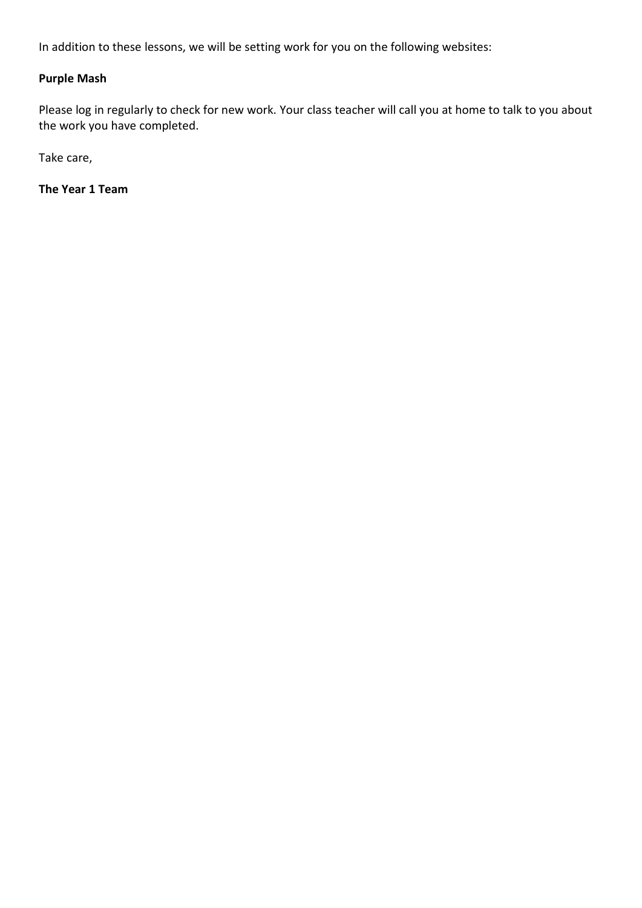In addition to these lessons, we will be setting work for you on the following websites:

**Purple Mash**

Please log in regularly to check for new work. Your class teacher will call you at home to talk to you about the work you have completed.

Take care,

**The Year 1 Team**